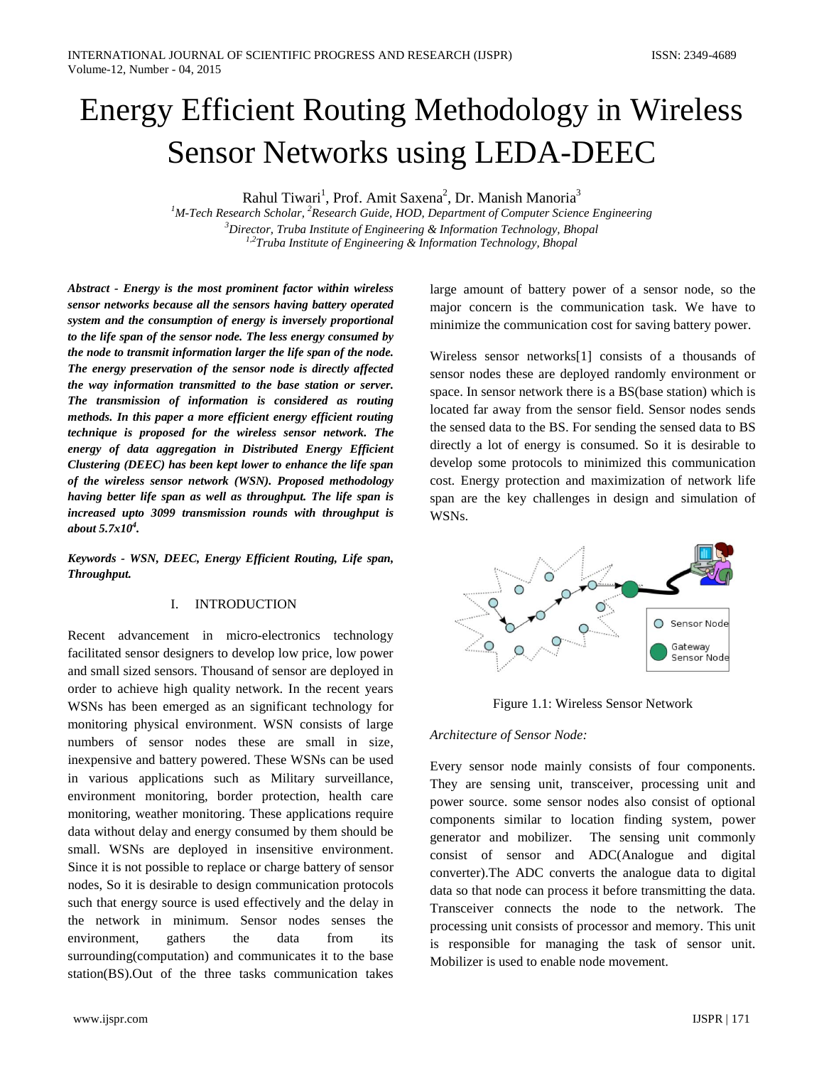# Energy Efficient Routing Methodology in Wireless Sensor Networks using LEDA-DEEC

Rahul Tiwari[1], Prof. Amit Saxena[2], Dr. Manish Manoria[3]

[1]*M-Tech Research Scholar,* [2]*Research Guide, HOD, Department of Computer Science Engineering*

[3]*Director, Truba Institute of Engineering & Information Technology, Bhopal*

[1,2]*Truba Institute of Engineering & Information Technology, Bhopal*

***Abstract - Energy is the most prominent factor within wireless sensor networks because all the sensors having battery operated system and the consumption of energy is inversely proportional to the life span of the sensor node. The less energy consumed by the node to transmit information larger the life span of the node. The energy preservation of the sensor node is directly affected the way information transmitted to the base station or server. The transmission of information is considered as routing methods. In this paper a more efficient energy efficient routing technique is proposed for the wireless sensor network. The energy of data aggregation in Distributed Energy Efficient Clustering (DEEC) has been kept lower to enhance the life span of the wireless sensor network (WSN). Proposed methodology having better life span as well as throughput. The life span is increased upto 3099 transmission rounds with throughput is about $5.7x10^4$.***

***Keywords - WSN, DEEC, Energy Efficient Routing, Life span, Throughput.***

## I. INTRODUCTION

Recent advancement in micro-electronics technology facilitated sensor designers to develop low price, low power and small sized sensors. Thousand of sensor are deployed in order to achieve high quality network. In the recent years WSNs has been emerged as an significant technology for monitoring physical environment. WSN consists of large numbers of sensor nodes these are small in size, inexpensive and battery powered. These WSNs can be used in various applications such as Military surveillance, environment monitoring, border protection, health care monitoring, weather monitoring. These applications require data without delay and energy consumed by them should be small. WSNs are deployed in insensitive environment. Since it is not possible to replace or charge battery of sensor nodes, So it is desirable to design communication protocols such that energy source is used effectively and the delay in the network in minimum. Sensor nodes senses the environment, gathers the data from its surrounding(computation) and communicates it to the base station(BS).Out of the three tasks communication takes large amount of battery power of a sensor node, so the major concern is the communication task. We have to minimize the communication cost for saving battery power.

Wireless sensor networks[1] consists of a thousands of sensor nodes these are deployed randomly environment or space. In sensor network there is a BS(base station) which is located far away from the sensor field. Sensor nodes sends the sensed data to the BS. For sending the sensed data to BS directly a lot of energy is consumed. So it is desirable to develop some protocols to minimized this communication cost. Energy protection and maximization of network life span are the key challenges in design and simulation of WSNs.

Figure 1.1: Wireless Sensor Network

*Architecture of Sensor Node:*

Every sensor node mainly consists of four components. They are sensing unit, transceiver, processing unit and power source. some sensor nodes also consist of optional components similar to location finding system, power generator and mobilizer. The sensing unit commonly consist of sensor and ADC(Analogue and digital converter).The ADC converts the analogue data to digital data so that node can process it before transmitting the data. Transceiver connects the node to the network. The processing unit consists of processor and memory. This unit is responsible for managing the task of sensor unit. Mobilizer is used to enable node movement.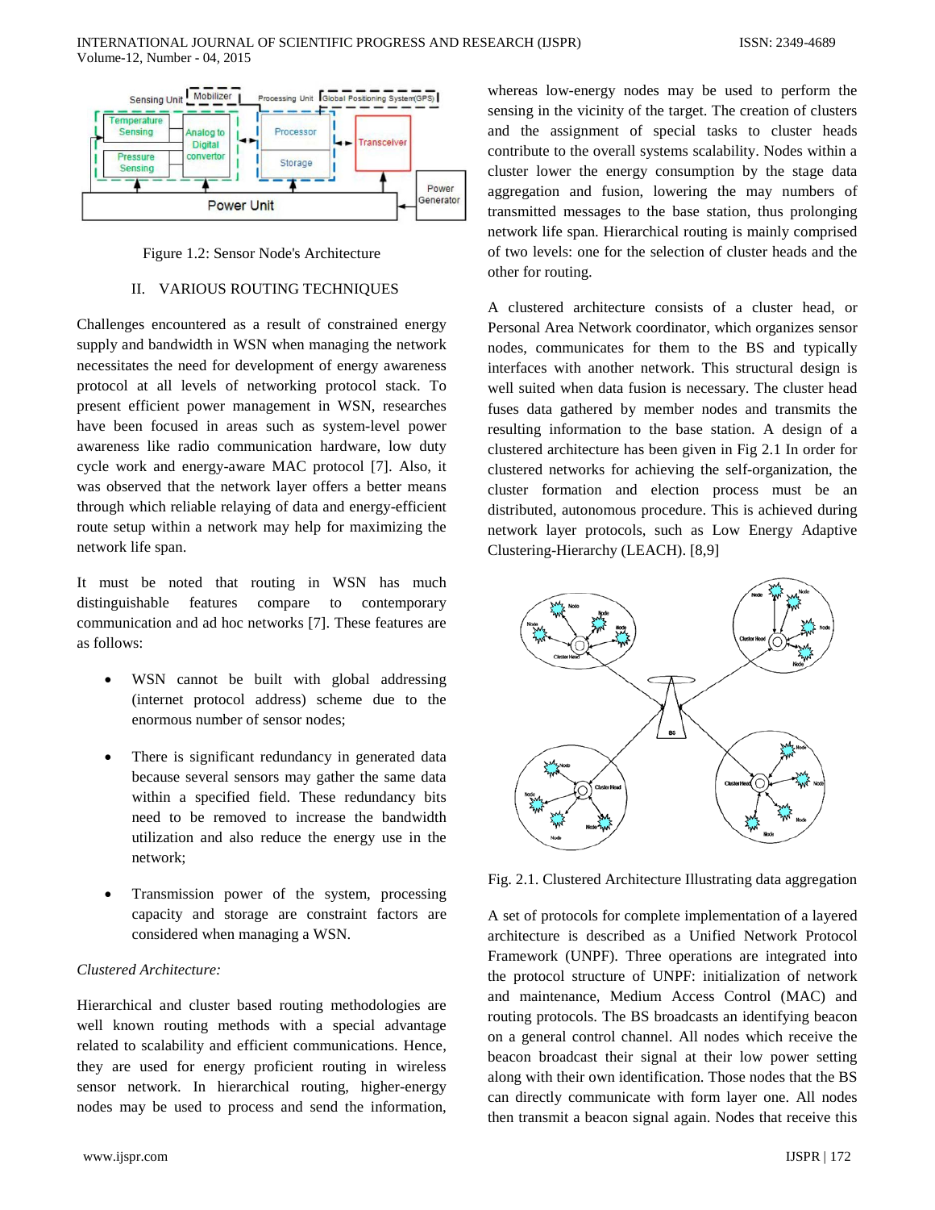Figure 1.2: Sensor Node's Architecture

## II. VARIOUS ROUTING TECHNIQUES

Challenges encountered as a result of constrained energy supply and bandwidth in WSN when managing the network necessitates the need for development of energy awareness protocol at all levels of networking protocol stack. To present efficient power management in WSN, researches have been focused in areas such as system-level power awareness like radio communication hardware, low duty cycle work and energy-aware MAC protocol [7]. Also, it was observed that the network layer offers a better means through which reliable relaying of data and energy-efficient route setup within a network may help for maximizing the network life span.

It must be noted that routing in WSN has much distinguishable features compare to contemporary communication and ad hoc networks [7]. These features are as follows:

- WSN cannot be built with global addressing (internet protocol address) scheme due to the enormous number of sensor nodes;
- There is significant redundancy in generated data because several sensors may gather the same data within a specified field. These redundancy bits need to be removed to increase the bandwidth utilization and also reduce the energy use in the network;
- Transmission power of the system, processing capacity and storage are constraint factors are considered when managing a WSN.

*Clustered Architecture:*

Hierarchical and cluster based routing methodologies are well known routing methods with a special advantage related to scalability and efficient communications. Hence, they are used for energy proficient routing in wireless sensor network. In hierarchical routing, higher-energy nodes may be used to process and send the information, whereas low-energy nodes may be used to perform the sensing in the vicinity of the target. The creation of clusters and the assignment of special tasks to cluster heads contribute to the overall systems scalability. Nodes within a cluster lower the energy consumption by the stage data aggregation and fusion, lowering the may numbers of transmitted messages to the base station, thus prolonging network life span. Hierarchical routing is mainly comprised of two levels: one for the selection of cluster heads and the other for routing.

A clustered architecture consists of a cluster head, or Personal Area Network coordinator, which organizes sensor nodes, communicates for them to the BS and typically interfaces with another network. This structural design is well suited when data fusion is necessary. The cluster head fuses data gathered by member nodes and transmits the resulting information to the base station. A design of a clustered architecture has been given in Fig 2.1 In order for clustered networks for achieving the self-organization, the cluster formation and election process must be an distributed, autonomous procedure. This is achieved during network layer protocols, such as Low Energy Adaptive Clustering-Hierarchy (LEACH). [8,9]

Fig. 2.1. Clustered Architecture Illustrating data aggregation

A set of protocols for complete implementation of a layered architecture is described as a Unified Network Protocol Framework (UNPF). Three operations are integrated into the protocol structure of UNPF: initialization of network and maintenance, Medium Access Control (MAC) and routing protocols. The BS broadcasts an identifying beacon on a general control channel. All nodes which receive the beacon broadcast their signal at their low power setting along with their own identification. Those nodes that the BS can directly communicate with form layer one. All nodes then transmit a beacon signal again. Nodes that receive this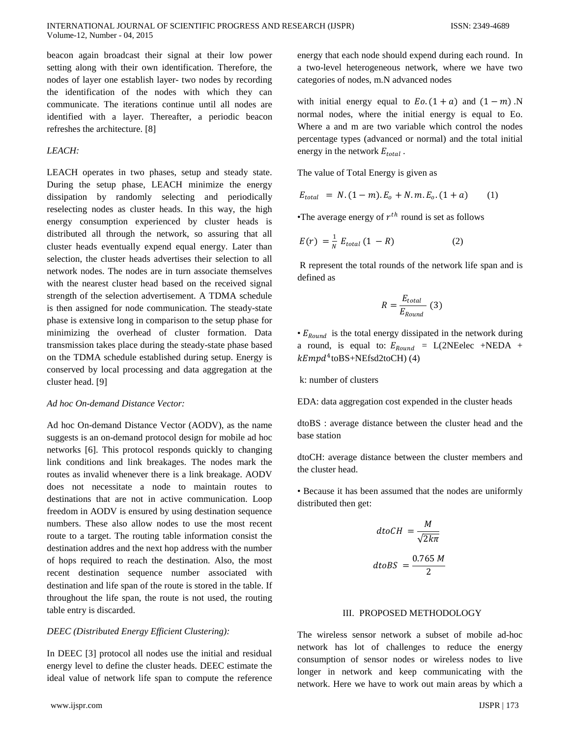beacon again broadcast their signal at their low power setting along with their own identification. Therefore, the nodes of layer one establish layer- two nodes by recording the identification of the nodes with which they can communicate. The iterations continue until all nodes are identified with a layer. Thereafter, a periodic beacon refreshes the architecture. [8]

*LEACH:*

LEACH operates in two phases, setup and steady state. During the setup phase, LEACH minimize the energy dissipation by randomly selecting and periodically reselecting nodes as cluster heads. In this way, the high energy consumption experienced by cluster heads is distributed all through the network, so assuring that all cluster heads eventually expend equal energy. Later than selection, the cluster heads advertises their selection to all network nodes. The nodes are in turn associate themselves with the nearest cluster head based on the received signal strength of the selection advertisement. A TDMA schedule is then assigned for node communication. The steady-state phase is extensive long in comparison to the setup phase for minimizing the overhead of cluster formation. Data transmission takes place during the steady-state phase based on the TDMA schedule established during setup. Energy is conserved by local processing and data aggregation at the cluster head. [9]

*Ad hoc On-demand Distance Vector:*

Ad hoc On-demand Distance Vector (AODV), as the name suggests is an on-demand protocol design for mobile ad hoc networks [6]. This protocol responds quickly to changing link conditions and link breakages. The nodes mark the routes as invalid whenever there is a link breakage. AODV does not necessitate a node to maintain routes to destinations that are not in active communication. Loop freedom in AODV is ensured by using destination sequence numbers. These also allow nodes to use the most recent route to a target. The routing table information consist the destination addres and the next hop address with the number of hops required to reach the destination. Also, the most recent destination sequence number associated with destination and life span of the route is stored in the table. If throughout the life span, the route is not used, the routing table entry is discarded.

*DEEC (Distributed Energy Efficient Clustering):*

In DEEC [3] protocol all nodes use the initial and residual energy level to define the cluster heads. DEEC estimate the ideal value of network life span to compute the reference energy that each node should expend during each round. In a two-level heterogeneous network, where we have two categories of nodes, m.N advanced nodes

with initial energy equal to $Eo.(1+a)$ and $(1-m)$ .N normal nodes, where the initial energy is equal to Eo. Where a and m are two variable which control the nodes percentage types (advanced or normal) and the total initial energy in the network $E_{total}$ .

The value of Total Energy is given as

$$E_{total} = N.(1-m).E_o + N.m.E_o.(1+a) \qquad (1)$$

•The average energy of $r^{th}$ round is set as follows

$$E(r) = \frac{1}{N} E_{total} (1 - R) \qquad (2)$$

R represent the total rounds of the network life span and is defined as

$$R = \frac{E_{total}}{E_{Round}} \ (3)$$

• $E_{Round}$ is the total energy dissipated in the network during a round, is equal to: $E_{Round}$ = L(2NEelec +NEDA + $kEmpd^4$toBS+NEfsd2toCH) (4)

k: number of clusters

EDA: data aggregation cost expended in the cluster heads

dtoBS : average distance between the cluster head and the base station

dtoCH: average distance between the cluster members and the cluster head.

• Because it has been assumed that the nodes are uniformly distributed then get:

$$dtoCH = \frac{M}{\sqrt{2k\pi}}$$

$$dtoBS = \frac{0.765\,M}{2}$$

## III. PROPOSED METHODOLOGY

The wireless sensor network a subset of mobile ad-hoc network has lot of challenges to reduce the energy consumption of sensor nodes or wireless nodes to live longer in network and keep communicating with the network. Here we have to work out main areas by which a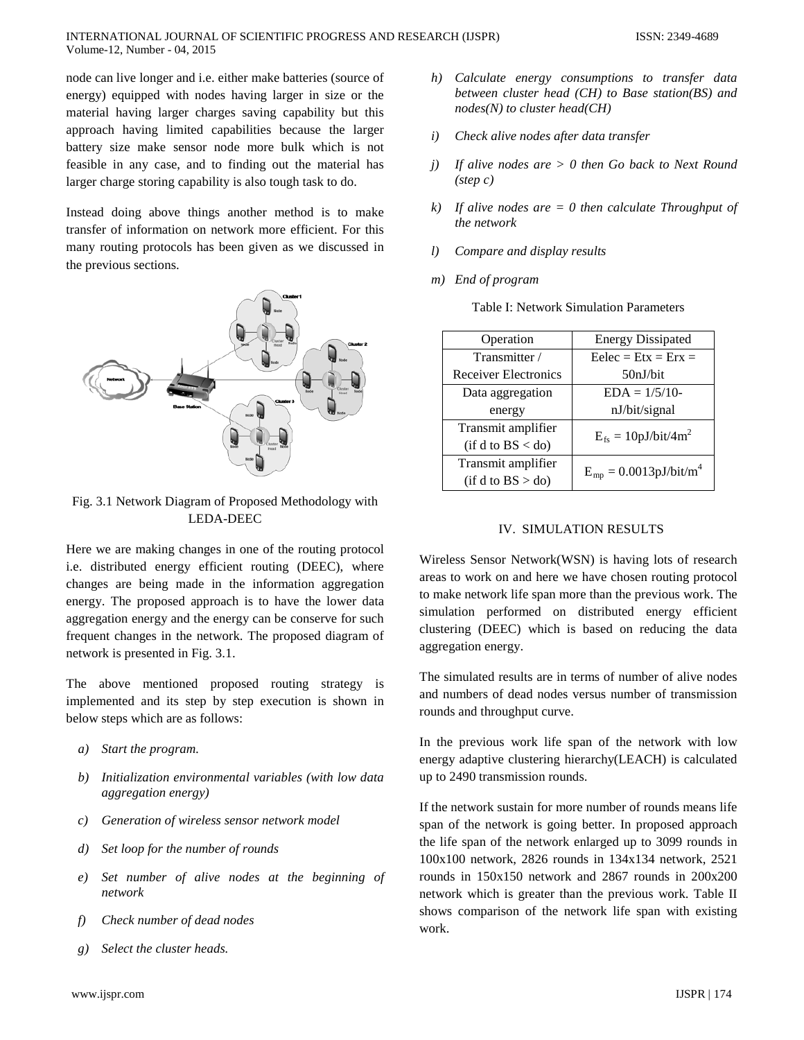node can live longer and i.e. either make batteries (source of energy) equipped with nodes having larger in size or the material having larger charges saving capability but this approach having limited capabilities because the larger battery size make sensor node more bulk which is not feasible in any case, and to finding out the material has larger charge storing capability is also tough task to do.

Instead doing above things another method is to make transfer of information on network more efficient. For this many routing protocols has been given as we discussed in the previous sections.

Fig. 3.1 Network Diagram of Proposed Methodology with LEDA-DEEC

Here we are making changes in one of the routing protocol i.e. distributed energy efficient routing (DEEC), where changes are being made in the information aggregation energy. The proposed approach is to have the lower data aggregation energy and the energy can be conserve for such frequent changes in the network. The proposed diagram of network is presented in Fig. 3.1.

The above mentioned proposed routing strategy is implemented and its step by step execution is shown in below steps which are as follows:

a) *Start the program.*

b) *Initialization environmental variables (with low data aggregation energy)*

c) *Generation of wireless sensor network model*

d) *Set loop for the number of rounds*

e) *Set number of alive nodes at the beginning of network*

f) *Check number of dead nodes*

g) *Select the cluster heads.*

h) *Calculate energy consumptions to transfer data between cluster head (CH) to Base station(BS) and nodes(N) to cluster head(CH)*

i) *Check alive nodes after data transfer*

j) *If alive nodes are > 0 then Go back to Next Round (step c)*

k) *If alive nodes are = 0 then calculate Throughput of the network*

l) *Compare and display results*

m) *End of program*

Table I: Network Simulation Parameters

| Operation | Energy Dissipated |
| --- | --- |
| Transmitter / Receiver Electronics | Eelec = Etx = Erx = 50nJ/bit |
| Data aggregation energy | EDA = 1/5/10-nJ/bit/signal |
| Transmit amplifier (if d to BS < do) | $E_{fs}$ = 10pJ/bit/4m$^2$ |
| Transmit amplifier (if d to BS > do) | $E_{mp}$ = 0.0013pJ/bit/m$^4$ |

## IV. SIMULATION RESULTS

Wireless Sensor Network(WSN) is having lots of research areas to work on and here we have chosen routing protocol to make network life span more than the previous work. The simulation performed on distributed energy efficient clustering (DEEC) which is based on reducing the data aggregation energy.

The simulated results are in terms of number of alive nodes and numbers of dead nodes versus number of transmission rounds and throughput curve.

In the previous work life span of the network with low energy adaptive clustering hierarchy(LEACH) is calculated up to 2490 transmission rounds.

If the network sustain for more number of rounds means life span of the network is going better. In proposed approach the life span of the network enlarged up to 3099 rounds in 100x100 network, 2826 rounds in 134x134 network, 2521 rounds in 150x150 network and 2867 rounds in 200x200 network which is greater than the previous work. Table II shows comparison of the network life span with existing work.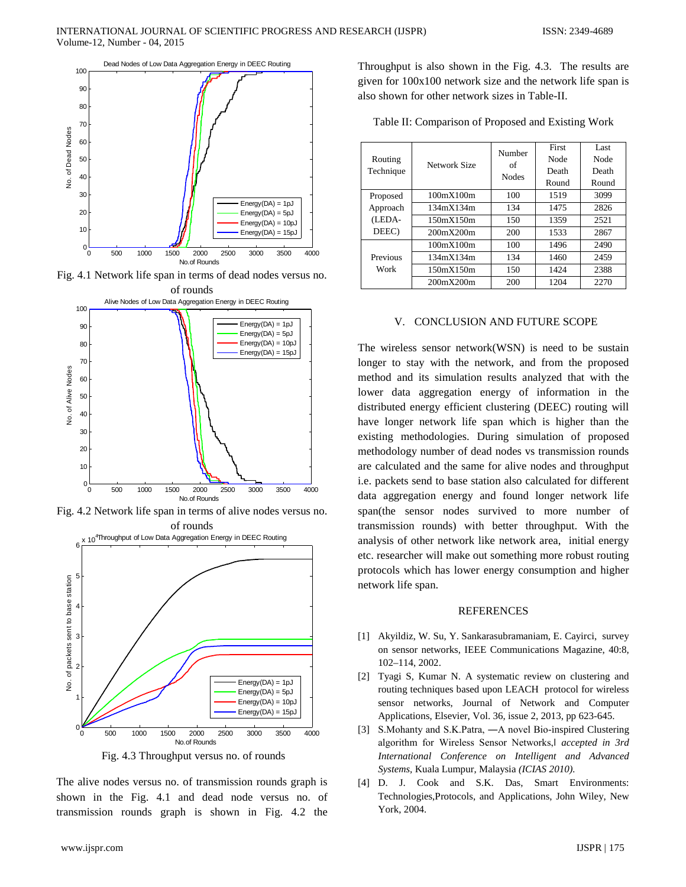Fig. 4.1 Network life span in terms of dead nodes versus no. of rounds

Fig. 4.2 Network life span in terms of alive nodes versus no. of rounds

Fig. 4.3 Throughput versus no. of rounds

The alive nodes versus no. of transmission rounds graph is shown in the Fig. 4.1 and dead node versus no. of transmission rounds graph is shown in Fig. 4.2 the Throughput is also shown in the Fig. 4.3. The results are given for 100x100 network size and the network life span is also shown for other network sizes in Table-II.

Table II: Comparison of Proposed and Existing Work

| Routing Technique | Network Size | Number of Nodes | First Node Death Round | Last Node Death Round |
|---|---|---|---|---|
| Proposed Approach (LEDA-DEEC) | 100mX100m | 100 | 1519 | 3099 |
| | 134mX134m | 134 | 1475 | 2826 |
| | 150mX150m | 150 | 1359 | 2521 |
| | 200mX200m | 200 | 1533 | 2867 |
| Previous Work | 100mX100m | 100 | 1496 | 2490 |
| | 134mX134m | 134 | 1460 | 2459 |
| | 150mX150m | 150 | 1424 | 2388 |
| | 200mX200m | 200 | 1204 | 2270 |

## V. CONCLUSION AND FUTURE SCOPE

The wireless sensor network(WSN) is need to be sustain longer to stay with the network, and from the proposed method and its simulation results analyzed that with the lower data aggregation energy of information in the distributed energy efficient clustering (DEEC) routing will have longer network life span which is higher than the existing methodologies. During simulation of proposed methodology number of dead nodes vs transmission rounds are calculated and the same for alive nodes and throughput i.e. packets send to base station also calculated for different data aggregation energy and found longer network life span(the sensor nodes survived to more number of transmission rounds) with better throughput. With the analysis of other network like network area, initial energy etc. researcher will make out something more robust routing protocols which has lower energy consumption and higher network life span.

## REFERENCES

[1] Akyildiz, W. Su, Y. Sankarasubramaniam, E. Cayirci, survey on sensor networks, IEEE Communications Magazine, 40:8, 102–114, 2002.

[2] Tyagi S, Kumar N. A systematic review on clustering and routing techniques based upon LEACH protocol for wireless sensor networks, Journal of Network and Computer Applications, Elsevier, Vol. 36, issue 2, 2013, pp 623-645.

[3] S.Mohanty and S.K.Patra, ―A novel Bio-inspired Clustering algorithm for Wireless Sensor Networks,‖ *accepted in 3rd International Conference on Intelligent and Advanced Systems*, Kuala Lumpur, Malaysia *(ICIAS 2010).*

[4] D. J. Cook and S.K. Das, Smart Environments: Technologies,Protocols, and Applications, John Wiley, New York, 2004.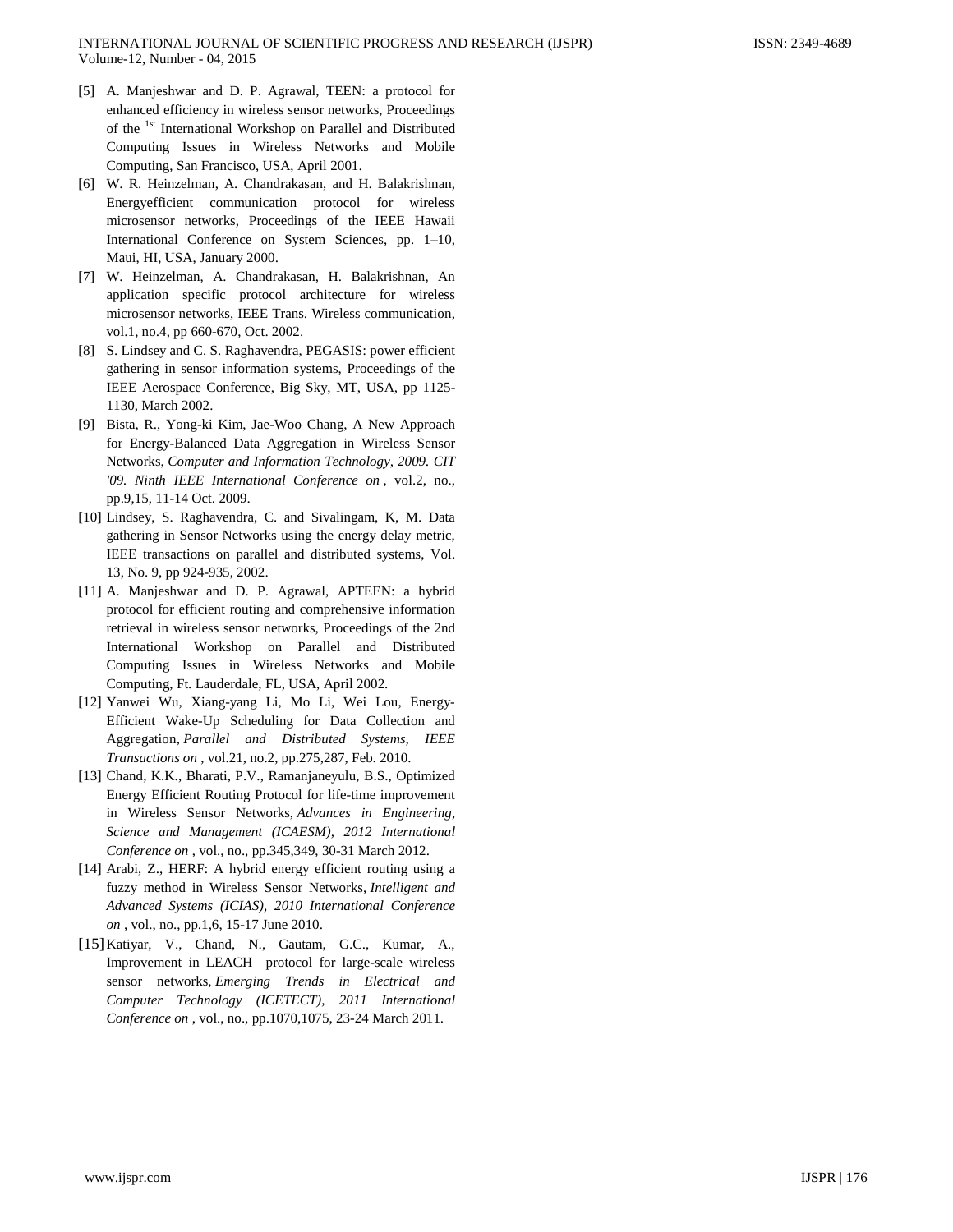[5] A. Manjeshwar and D. P. Agrawal, TEEN: a protocol for enhanced efficiency in wireless sensor networks, Proceedings of the 1st International Workshop on Parallel and Distributed Computing Issues in Wireless Networks and Mobile Computing, San Francisco, USA, April 2001.

[6] W. R. Heinzelman, A. Chandrakasan, and H. Balakrishnan, Energyefficient communication protocol for wireless microsensor networks, Proceedings of the IEEE Hawaii International Conference on System Sciences, pp. 1–10, Maui, HI, USA, January 2000.

[7] W. Heinzelman, A. Chandrakasan, H. Balakrishnan, An application specific protocol architecture for wireless microsensor networks, IEEE Trans. Wireless communication, vol.1, no.4, pp 660-670, Oct. 2002.

[8] S. Lindsey and C. S. Raghavendra, PEGASIS: power efficient gathering in sensor information systems, Proceedings of the IEEE Aerospace Conference, Big Sky, MT, USA, pp 1125-1130, March 2002.

[9] Bista, R., Yong-ki Kim, Jae-Woo Chang, A New Approach for Energy-Balanced Data Aggregation in Wireless Sensor Networks, *Computer and Information Technology, 2009. CIT '09. Ninth IEEE International Conference on* , vol.2, no., pp.9,15, 11-14 Oct. 2009.

[10] Lindsey, S. Raghavendra, C. and Sivalingam, K, M. Data gathering in Sensor Networks using the energy delay metric, IEEE transactions on parallel and distributed systems, Vol. 13, No. 9, pp 924-935, 2002.

[11] A. Manjeshwar and D. P. Agrawal, APTEEN: a hybrid protocol for efficient routing and comprehensive information retrieval in wireless sensor networks, Proceedings of the 2nd International Workshop on Parallel and Distributed Computing Issues in Wireless Networks and Mobile Computing, Ft. Lauderdale, FL, USA, April 2002.

[12] Yanwei Wu, Xiang-yang Li, Mo Li, Wei Lou, Energy-Efficient Wake-Up Scheduling for Data Collection and Aggregation, *Parallel and Distributed Systems, IEEE Transactions on* , vol.21, no.2, pp.275,287, Feb. 2010.

[13] Chand, K.K., Bharati, P.V., Ramanjaneyulu, B.S., Optimized Energy Efficient Routing Protocol for life-time improvement in Wireless Sensor Networks, *Advances in Engineering, Science and Management (ICAESM), 2012 International Conference on* , vol., no., pp.345,349, 30-31 March 2012.

[14] Arabi, Z., HERF: A hybrid energy efficient routing using a fuzzy method in Wireless Sensor Networks, *Intelligent and Advanced Systems (ICIAS), 2010 International Conference on* , vol., no., pp.1,6, 15-17 June 2010.

[15] Katiyar, V., Chand, N., Gautam, G.C., Kumar, A., Improvement in LEACH protocol for large-scale wireless sensor networks, *Emerging Trends in Electrical and Computer Technology (ICETECT), 2011 International Conference on* , vol., no., pp.1070,1075, 23-24 March 2011.